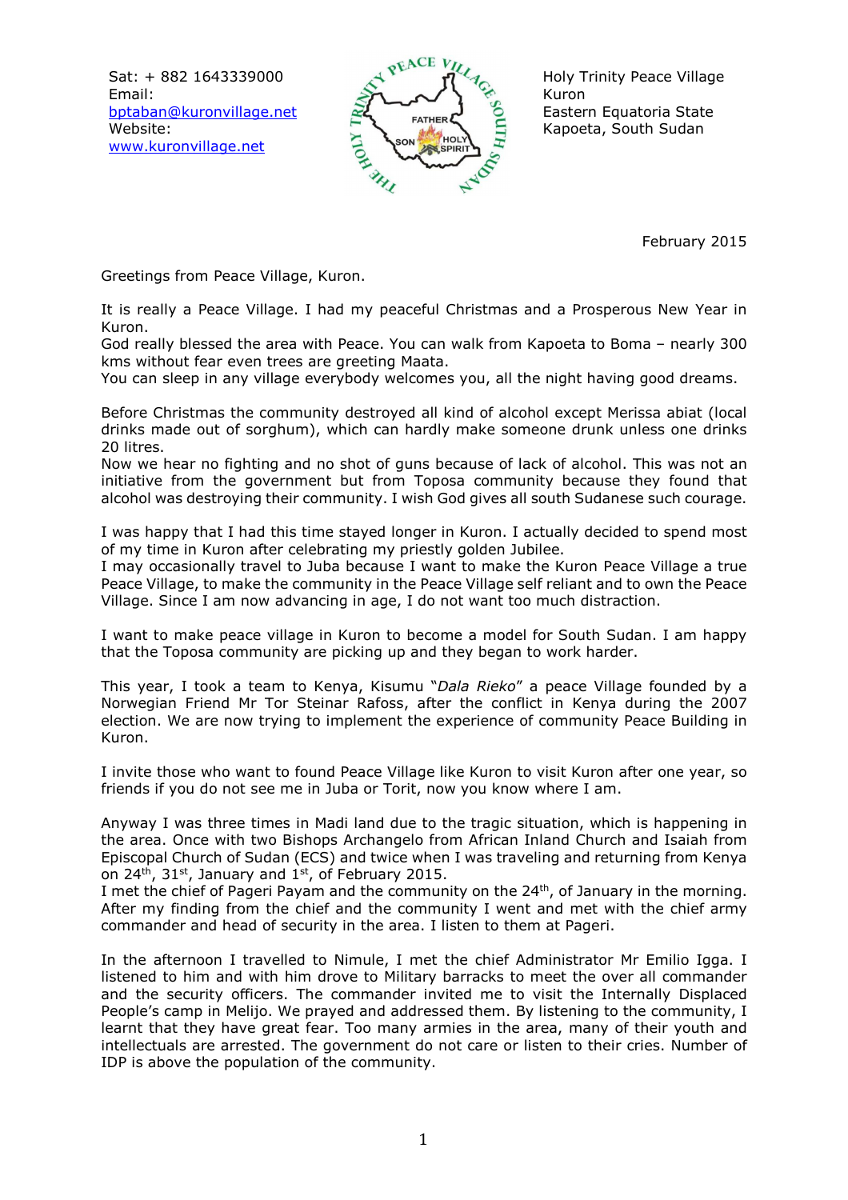Sat: + 882 1643339000
Email: bptaban@kuronvillage.net
Website: www.kuronvillage.net

Holy Trinity Peace Village
Kuron
Eastern Equatoria State
Kapoeta, South Sudan

February 2015

Greetings from Peace Village, Kuron.

It is really a Peace Village. I had my peaceful Christmas and a Prosperous New Year in Kuron.
God really blessed the area with Peace. You can walk from Kapoeta to Boma – nearly 300 kms without fear even trees are greeting Maata.
You can sleep in any village everybody welcomes you, all the night having good dreams.

Before Christmas the community destroyed all kind of alcohol except Merissa abiat (local drinks made out of sorghum), which can hardly make someone drunk unless one drinks 20 litres.
Now we hear no fighting and no shot of guns because of lack of alcohol. This was not an initiative from the government but from Toposa community because they found that alcohol was destroying their community. I wish God gives all south Sudanese such courage.

I was happy that I had this time stayed longer in Kuron. I actually decided to spend most of my time in Kuron after celebrating my priestly golden Jubilee.
I may occasionally travel to Juba because I want to make the Kuron Peace Village a true Peace Village, to make the community in the Peace Village self reliant and to own the Peace Village. Since I am now advancing in age, I do not want too much distraction.

I want to make peace village in Kuron to become a model for South Sudan. I am happy that the Toposa community are picking up and they began to work harder.

This year, I took a team to Kenya, Kisumu "*Dala Rieko*" a peace Village founded by a Norwegian Friend Mr Tor Steinar Rafoss, after the conflict in Kenya during the 2007 election. We are now trying to implement the experience of community Peace Building in Kuron.

I invite those who want to found Peace Village like Kuron to visit Kuron after one year, so friends if you do not see me in Juba or Torit, now you know where I am.

Anyway I was three times in Madi land due to the tragic situation, which is happening in the area. Once with two Bishops Archangelo from African Inland Church and Isaiah from Episcopal Church of Sudan (ECS) and twice when I was traveling and returning from Kenya on 24th, 31st, January and 1st, of February 2015.
I met the chief of Pageri Payam and the community on the 24th, of January in the morning. After my finding from the chief and the community I went and met with the chief army commander and head of security in the area. I listen to them at Pageri.

In the afternoon I travelled to Nimule, I met the chief Administrator Mr Emilio Igga. I listened to him and with him drove to Military barracks to meet the over all commander and the security officers. The commander invited me to visit the Internally Displaced People's camp in Melijo. We prayed and addressed them. By listening to the community, I learnt that they have great fear. Too many armies in the area, many of their youth and intellectuals are arrested. The government do not care or listen to their cries. Number of IDP is above the population of the community.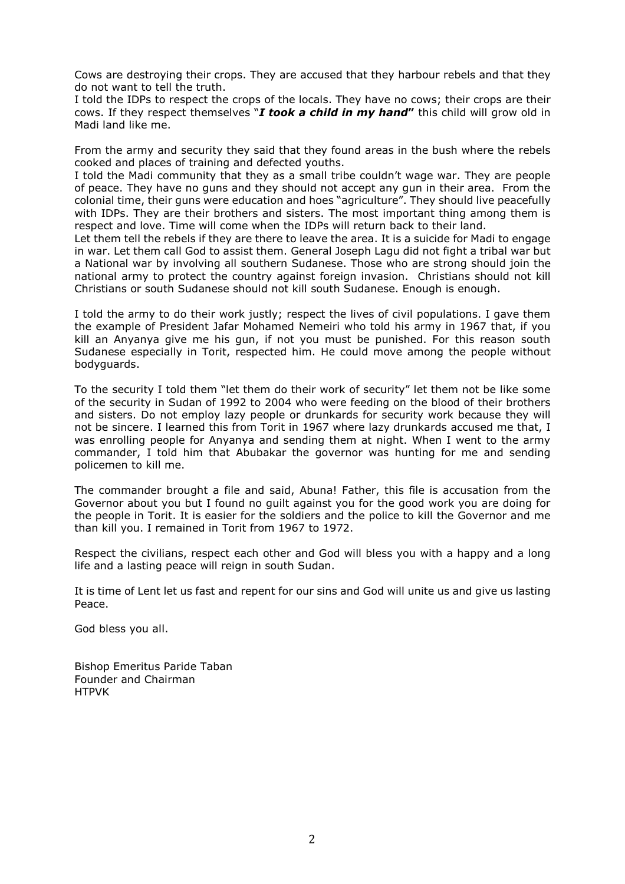Cows are destroying their crops. They are accused that they harbour rebels and that they do not want to tell the truth.
I told the IDPs to respect the crops of the locals. They have no cows; their crops are their cows. If they respect themselves "***I took a child in my hand***" this child will grow old in Madi land like me.

From the army and security they said that they found areas in the bush where the rebels cooked and places of training and defected youths.
I told the Madi community that they as a small tribe couldn't wage war. They are people of peace. They have no guns and they should not accept any gun in their area. From the colonial time, their guns were education and hoes "agriculture". They should live peacefully with IDPs. They are their brothers and sisters. The most important thing among them is respect and love. Time will come when the IDPs will return back to their land.
Let them tell the rebels if they are there to leave the area. It is a suicide for Madi to engage in war. Let them call God to assist them. General Joseph Lagu did not fight a tribal war but a National war by involving all southern Sudanese. Those who are strong should join the national army to protect the country against foreign invasion. Christians should not kill Christians or south Sudanese should not kill south Sudanese. Enough is enough.

I told the army to do their work justly; respect the lives of civil populations. I gave them the example of President Jafar Mohamed Nemeiri who told his army in 1967 that, if you kill an Anyanya give me his gun, if not you must be punished. For this reason south Sudanese especially in Torit, respected him. He could move among the people without bodyguards.

To the security I told them "let them do their work of security" let them not be like some of the security in Sudan of 1992 to 2004 who were feeding on the blood of their brothers and sisters. Do not employ lazy people or drunkards for security work because they will not be sincere. I learned this from Torit in 1967 where lazy drunkards accused me that, I was enrolling people for Anyanya and sending them at night. When I went to the army commander, I told him that Abubakar the governor was hunting for me and sending policemen to kill me.

The commander brought a file and said, Abuna! Father, this file is accusation from the Governor about you but I found no guilt against you for the good work you are doing for the people in Torit. It is easier for the soldiers and the police to kill the Governor and me than kill you. I remained in Torit from 1967 to 1972.

Respect the civilians, respect each other and God will bless you with a happy and a long life and a lasting peace will reign in south Sudan.

It is time of Lent let us fast and repent for our sins and God will unite us and give us lasting Peace.

God bless you all.

Bishop Emeritus Paride Taban
Founder and Chairman
HTPVK